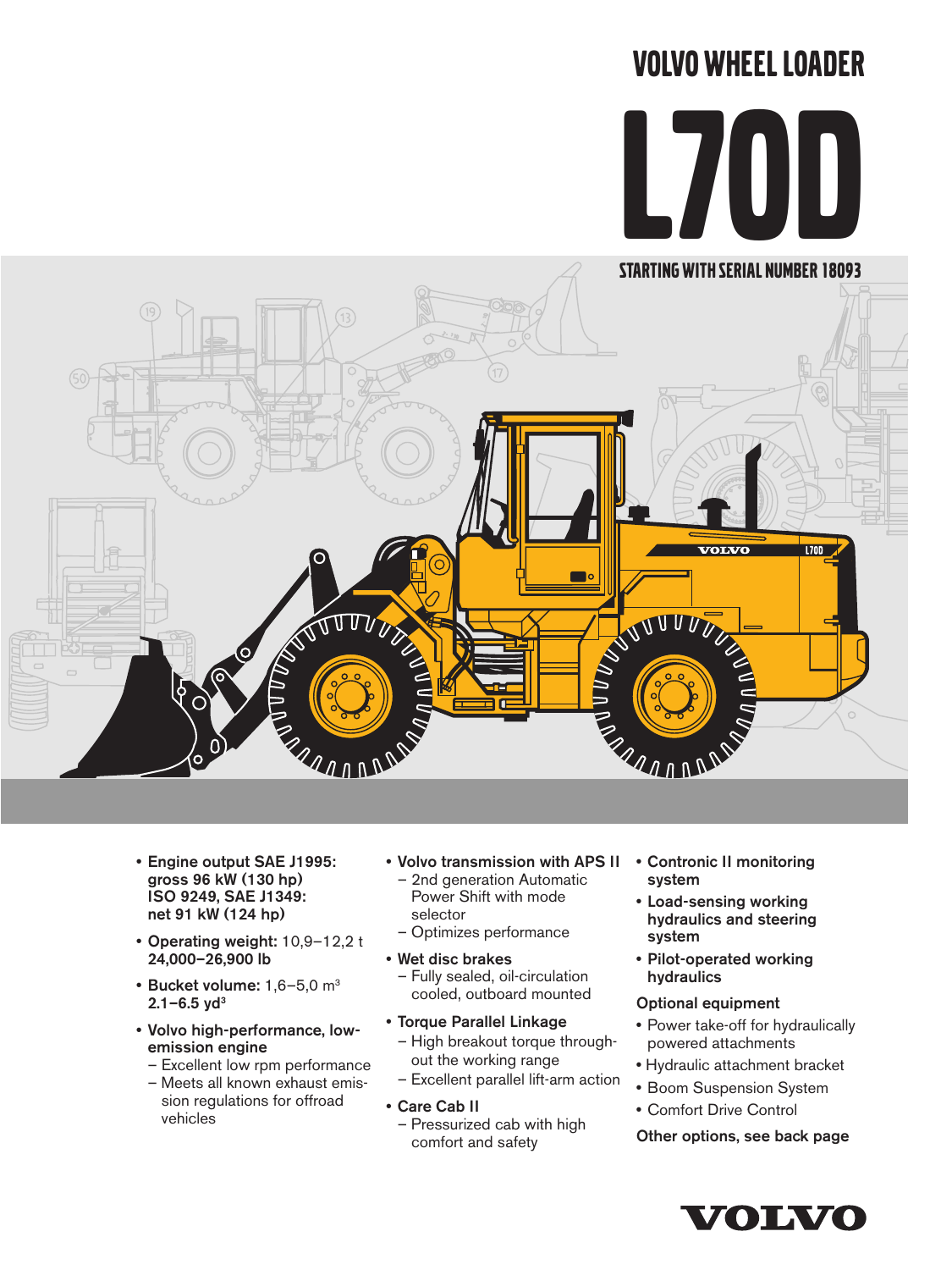# VOLVO WHEEL LOADER

# L70D

**STARTING WITH SERIAL NUMBER 18093**

- **Engine output SAE J1995: gross 96 kW (130 hp) ISO 9249, SAE J1349: net 91 kW (124 hp)**
- **Operating weight:** 10,9–12,2 t **24,000–26,900 lb**
- **Bucket volume:** 1,6–5,0 m³ **2.1–6.5 yd³**
- **Volvo high-performance, low-emission engine**
  - Excellent low rpm performance
  - Meets all known exhaust emission regulations for offroad vehicles
- **Volvo transmission with APS II**
  - 2nd generation Automatic Power Shift with mode selector
  - Optimizes performance
- **Wet disc brakes**
  - Fully sealed, oil-circulation cooled, outboard mounted
- **Torque Parallel Linkage**
  - High breakout torque throughout the working range
  - Excellent parallel lift-arm action
- **Care Cab II**
  - Pressurized cab with high comfort and safety
- **Contronic II monitoring system**
- **Load-sensing working hydraulics and steering system**
- **Pilot-operated working hydraulics**

**Optional equipment**

- Power take-off for hydraulically powered attachments
- Hydraulic attachment bracket
- Boom Suspension System
- Comfort Drive Control

**Other options, see back page**

VOLVO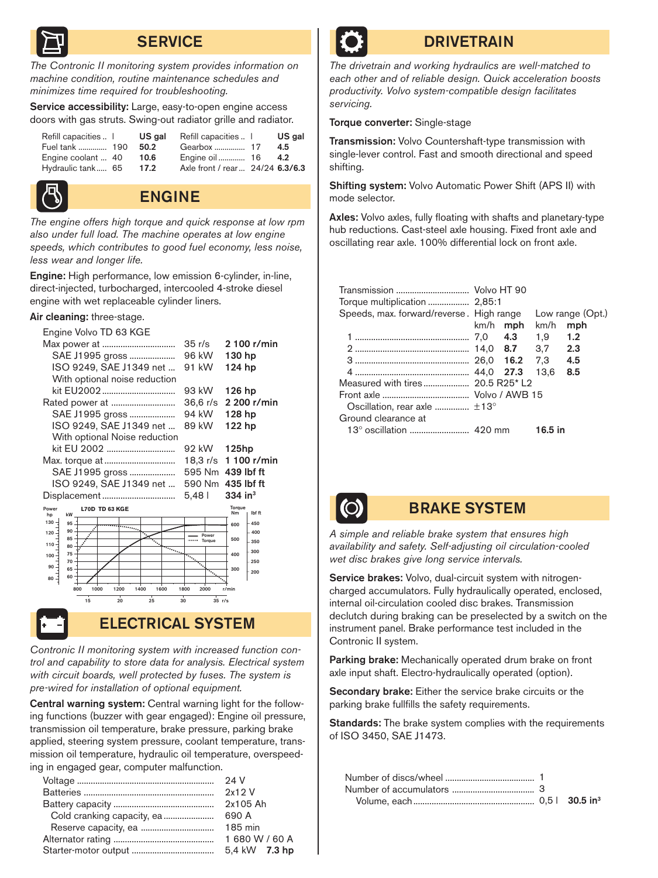## SERVICE

*The Contronic II monitoring system provides information on machine condition, routine maintenance schedules and minimizes time required for troubleshooting.*

**Service accessibility:** Large, easy-to-open engine access doors with gas struts. Swing-out radiator grille and radiator.

| Refill capacities | l | US gal | Refill capacities | l | US gal |
|---|---|---|---|---|---|
| Fuel tank | 190 | **50.2** | Gearbox | 17 | **4.5** |
| Engine coolant | 40 | **10.6** | Engine oil | 16 | **4.2** |
| Hydraulic tank | 65 | **17.2** | Axle front / rear | 24/24 | **6.3/6.3** |

## ENGINE

*The engine offers high torque and quick response at low rpm also under full load. The machine operates at low engine speeds, which contributes to good fuel economy, less noise, less wear and longer life.*

**Engine:** High performance, low emission 6-cylinder, in-line, direct-injected, turbocharged, intercooled 4-stroke diesel engine with wet replaceable cylinder liners.

**Air cleaning:** three-stage.

| Engine Volvo TD 63 KGE | | |
|---|---|---|
| Max power at | 35 r/s | **2 100 r/min** |
| SAE J1995 gross | 96 kW | **130 hp** |
| ISO 9249, SAE J1349 net | 91 kW | **124 hp** |
| With optional noise reduction kit EU2002 | 93 kW | **126 hp** |
| Rated power at | 36,6 r/s | **2 200 r/min** |
| SAE J1995 gross | 94 kW | **128 hp** |
| ISO 9249, SAE J1349 net | 89 kW | **122 hp** |
| With optional Noise reduction kit EU 2002 | 92 kW | **125hp** |
| Max. torque at | 18,3 r/s | **1 100 r/min** |
| SAE J1995 gross | 595 Nm | **439 lbf ft** |
| ISO 9249, SAE J1349 net | 590 Nm | **435 lbf ft** |
| Displacement | 5,48 l | **334 in³** |

L70D TD 63 KGE

## ELECTRICAL SYSTEM

*Contronic II monitoring system with increased function control and capability to store data for analysis. Electrical system with circuit boards, well protected by fuses. The system is pre-wired for installation of optional equipment.*

**Central warning system:** Central warning light for the following functions (buzzer with gear engaged): Engine oil pressure, transmission oil temperature, brake pressure, parking brake applied, steering system pressure, coolant temperature, transmission oil temperature, hydraulic oil temperature, overspeeding in engaged gear, computer malfunction.

| | |
|---|---|
| Voltage | 24 V |
| Batteries | 2x12 V |
| Battery capacity | 2x105 Ah |
| Cold cranking capacity, ea | 690 A |
| Reserve capacity, ea | 185 min |
| Alternator rating | 1 680 W / 60 A |
| Starter-motor output | 5,4 kW **7.3 hp** |

## DRIVETRAIN

*The drivetrain and working hydraulics are well-matched to each other and of reliable design. Quick acceleration boosts productivity. Volvo system-compatible design facilitates servicing.*

**Torque converter:** Single-stage

**Transmission:** Volvo Countershaft-type transmission with single-lever control. Fast and smooth directional and speed shifting.

**Shifting system:** Volvo Automatic Power Shift (APS II) with mode selector.

**Axles:** Volvo axles, fully floating with shafts and planetary-type hub reductions. Cast-steel axle housing. Fixed front axle and oscillating rear axle. 100% differential lock on front axle.

| | | | | |
|---|---|---|---|---|
| Transmission | Volvo HT 90 | | | |
| Torque multiplication | 2,85:1 | | | |
| Speeds, max. forward/reverse | High range | | Low range (Opt.) | |
| | km/h | **mph** | km/h | **mph** |
| 1 | 7,0 | **4.3** | 1,9 | **1.2** |
| 2 | 14,0 | **8.7** | 3,7 | **2.3** |
| 3 | 26,0 | **16.2** | 7,3 | **4.5** |
| 4 | 44,0 | **27.3** | 13,6 | **8.5** |
| Measured with tires | 20.5 R25* L2 | | | |
| Front axle | Volvo / AWB 15 | | | |
| Oscillation, rear axle | ±13° | | | |
| Ground clearance at 13° oscillation | 420 mm | | **16.5 in** | |

## BRAKE SYSTEM

*A simple and reliable brake system that ensures high availability and safety. Self-adjusting oil circulation-cooled wet disc brakes give long service intervals.*

**Service brakes:** Volvo, dual-circuit system with nitrogen-charged accumulators. Fully hydraulically operated, enclosed, internal oil-circulation cooled disc brakes. Transmission declutch during braking can be preselected by a switch on the instrument panel. Brake performance test included in the Contronic II system.

**Parking brake:** Mechanically operated drum brake on front axle input shaft. Electro-hydraulically operated (option).

**Secondary brake:** Either the service brake circuits or the parking brake fullfills the safety requirements.

**Standards:** The brake system complies with the requirements of ISO 3450, SAE J1473.

| | | |
|---|---|---|
| Number of discs/wheel | 1 | |
| Number of accumulators | 3 | |
| Volume, each | 0,5 l | **30.5 in³** |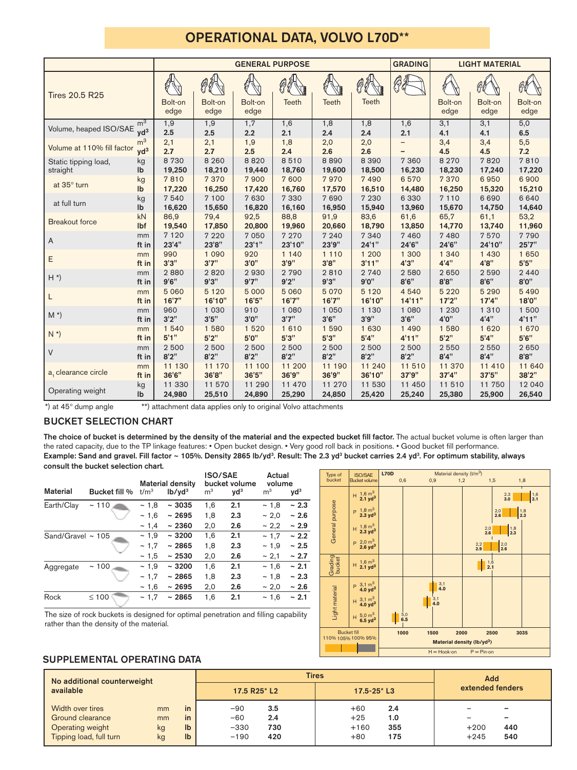# OPERATIONAL DATA, VOLVO L70D**

| Tires 20.5 R25 | | GENERAL PURPOSE | | | | | | GRADING | LIGHT MATERIAL | | |
|---|---|---|---|---|---|---|---|---|---|---|---|
| | | Bolt-on edge | Bolt-on edge | Bolt-on edge | Teeth | Teeth | Teeth | | Bolt-on edge | Bolt-on edge | Bolt-on edge |
| Volume, heaped ISO/SAE | $m^3$ | 1,9 | 1,9 | 1,7 | 1,6 | 1,8 | 1,8 | 1,6 | 3,1 | 3,1 | 5,0 |
| | $yd^3$ | **2.5** | **2.5** | **2.2** | **2.1** | **2.4** | **2.4** | **2.1** | **4.1** | **4.1** | **6.5** |
| Volume at 110% fill factor | $m^3$ | 2,1 | 2,1 | 1,9 | 1,8 | 2,0 | 2,0 | – | 3,4 | 3,4 | 5,5 |
| | $yd^3$ | **2.7** | **2.7** | **2.5** | **2.4** | **2.6** | **2.6** | – | **4.5** | **4.5** | **7.2** |
| Static tipping load, straight | kg | 8 730 | 8 260 | 8 820 | 8 510 | 8 890 | 8 390 | 7 360 | 8 270 | 7 820 | 7 810 |
| | lb | **19,250** | **18,210** | **19,440** | **18,760** | **19,600** | **18,500** | **16,230** | **18,230** | **17,240** | **17,220** |
| at 35° turn | kg | 7 810 | 7 370 | 7 900 | 7 600 | 7 970 | 7 490 | 6 570 | 7 370 | 6 950 | 6 900 |
| | lb | **17,220** | **16,250** | **17,420** | **16,760** | **17,570** | **16,510** | **14,480** | **16,250** | **15,320** | **15,210** |
| at full turn | kg | 7 540 | 7 100 | 7 630 | 7 330 | 7 690 | 7 230 | 6 330 | 7 110 | 6 690 | 6 640 |
| | lb | **16,620** | **15,650** | **16,820** | **16,160** | **16,950** | **15,940** | **13,960** | **15,670** | **14,750** | **14,640** |
| Breakout force | kN | 86,9 | 79,4 | 92,5 | 88,8 | 91,9 | 83,6 | 61,6 | 65,7 | 61,1 | 53,2 |
| | lbf | **19,540** | **17,850** | **20,800** | **19,960** | **20,660** | **18,790** | **13,850** | **14,770** | **13,740** | **11,960** |
| A | mm | 7 120 | 7 220 | 7 050 | 7 270 | 7 240 | 7 340 | 7 460 | 7 480 | 7 570 | 7 790 |
| | ft in | **23'4"** | **23'8"** | **23'1"** | **23'10"** | **23'9"** | **24'1"** | **24'6"** | **24'6"** | **24'10"** | **25'7"** |
| E | mm | 990 | 1 090 | 920 | 1 140 | 1 110 | 1 200 | 1 300 | 1 340 | 1 430 | 1 650 |
| | ft in | **3'3"** | **3'7"** | **3'0"** | **3'9"** | **3'8"** | **3'11"** | **4'3"** | **4'4"** | **4'8"** | **5'5"** |
| H *) | mm | 2 880 | 2 820 | 2 930 | 2 790 | 2 810 | 2 740 | 2 580 | 2 650 | 2 590 | 2 440 |
| | ft in | **9'6"** | **9'3"** | **9'7"** | **9'2"** | **9'3"** | **9'0"** | **8'6"** | **8'8"** | **8'6"** | **8'0"** |
| L | mm | 5 060 | 5 120 | 5 000 | 5 060 | 5 070 | 5 120 | 4 540 | 5 220 | 5 290 | 5 490 |
| | ft in | **16'7"** | **16'10"** | **16'5"** | **16'7"** | **16'7"** | **16'10"** | **14'11"** | **17'2"** | **17'4"** | **18'0"** |
| M *) | mm | 960 | 1 030 | 910 | 1 080 | 1 050 | 1 130 | 1 080 | 1 230 | 1 310 | 1 500 |
| | ft in | **3'2"** | **3'5"** | **3'0"** | **3'7"** | **3'6"** | **3'9"** | **3'6"** | **4'0"** | **4'4"** | **4'11"** |
| N *) | mm | 1 540 | 1 580 | 1 520 | 1 610 | 1 590 | 1 630 | 1 490 | 1 580 | 1 620 | 1 670 |
| | ft in | **5'1"** | **5'2"** | **5'0"** | **5'3"** | **5'3"** | **5'4"** | **4'11"** | **5'2"** | **5'4"** | **5'6"** |
| V | mm | 2 500 | 2 500 | 2 500 | 2 500 | 2 500 | 2 500 | 2 500 | 2 550 | 2 550 | 2 650 |
| | ft in | **8'2"** | **8'2"** | **8'2"** | **8'2"** | **8'2"** | **8'2"** | **8'2"** | **8'4"** | **8'4"** | **8'8"** |
| $a_1$ clearance circle | mm | 11 130 | 11 170 | 11 100 | 11 200 | 11 190 | 11 240 | 11 510 | 11 370 | 11 410 | 11 640 |
| | ft in | **36'6"** | **36'8"** | **36'5"** | **36'9"** | **36'9"** | **36'10"** | **37'9"** | **37'4"** | **37'5"** | **38'2"** |
| Operating weight | kg | 11 330 | 11 570 | 11 290 | 11 470 | 11 270 | 11 530 | 11 450 | 11 510 | 11 750 | 12 040 |
| | lb | **24,980** | **25,510** | **24,890** | **25,290** | **24,850** | **25,420** | **25,240** | **25,380** | **25,900** | **26,540** |

*) at 45° dump angle    **) attachment data applies only to original Volvo attachments

## BUCKET SELECTION CHART

**The choice of bucket is determined by the density of the material and the expected bucket fill factor.** The actual bucket volume is often larger than the rated capacity, due to the TP linkage features: • Open bucket design. • Very good roll back in positions. • Good bucket fill performance.
**Example: Sand and gravel. Fill factor ~ 105%. Density 2865 lb/yd³. Result: The 2.3 yd³ bucket carries 2.4 yd³. For optimum stability, always consult the bucket selection chart.**

| Material | Bucket fill % | Material density $t/m^3$ | Material density $lb/yd^3$ | ISO/SAE bucket volume $m^3$ | ISO/SAE bucket volume $yd^3$ | Actual volume $m^3$ | Actual volume $yd^3$ |
|---|---|---|---|---|---|---|---|
| Earth/Clay | ~ 110 | ~ 1,8 | **~ 3035** | 1,6 | **2.1** | ~ 1,8 | **~ 2.3** |
| | | ~ 1,6 | **~ 2695** | 1,8 | **2.3** | ~ 2,0 | **~ 2.6** |
| | | ~ 1,4 | **~ 2360** | 2,0 | **2.6** | ~ 2,2 | **~ 2.9** |
| Sand/Gravel | ~ 105 | ~ 1,9 | **~ 3200** | 1,6 | **2.1** | ~ 1,7 | **~ 2.2** |
| | | ~ 1,7 | **~ 2865** | 1,8 | **2.3** | ~ 1,9 | **~ 2.5** |
| | | ~ 1,5 | **~ 2530** | 2,0 | **2.6** | ~ 2,1 | **~ 2.7** |
| Aggregate | ~ 100 | ~ 1,9 | **~ 3200** | 1,6 | **2.1** | ~ 1,6 | **~ 2.1** |
| | | ~ 1,7 | **~ 2865** | 1,8 | **2.3** | ~ 1,8 | **~ 2.3** |
| | | ~ 1,6 | **~ 2695** | 2,0 | **2.6** | ~ 2,0 | **~ 2.6** |
| Rock | ≤ 100 | ~ 1,7 | **~ 2865** | 1,6 | **2.1** | ~ 1,6 | **~ 2.1** |

The size of rock buckets is designed for optimal penetration and filling capability rather than the density of the material.

| Type of bucket | ISO/SAE Bucket volume | L70D – Material density (t/m³) / (lb/yd³) |
|---|---|---|
| General purpose | H 1,6 m³ 2.1 yd³ | 2.3 / 3.0 – 1,6 / 2.1 |
| General purpose | P 1,8 m³ 2.3 yd³ | 2,0 / 2.6 – 1,8 / 2.3 |
| General purpose | H 1,8 m³ 2.3 yd³ | 2,0 / 2.6 – 1,8 / 2.3 |
| General purpose | P 2,0 m³ 2.6 yd³ | 2,2 / 2.9 – 2,0 / 2.6 |
| Grading bucket | H 1,6 m³ 2.1 yd³ | 1,6 / 2.1 |
| Light material | P 3,1 m³ 4.0 yd³ | 3,1 / 4.0 |
| Light material | H 3,1 m³ 4.0 yd³ | 3,1 / 4.0 |
| Light material | H 5,0 m³ 6.5 yd³ | 5,0 / 6.5 |

Material density (t/m³): 0,6 – 0,9 – 1,2 – 1,5 – 1,8
Material density (lb/yd³): 1000 – 1500 – 2000 – 2500 – 3035
Bucket fill: 110% 105% 100% 95%
H = Hook-on    P = Pin-on

## SUPPLEMENTAL OPERATING DATA

| No additional counterweight available | | | Tires 17.5 R25* L2 | | Tires 17.5-25* L3 | | Add extended fenders | |
|---|---|---|---|---|---|---|---|---|
| Width over tires | mm | in | −90 | **3.5** | +60 | **2.4** | – | – |
| Ground clearance | mm | in | −60 | **2.4** | +25 | **1.0** | – | – |
| Operating weight | kg | lb | −330 | **730** | +160 | **355** | +200 | **440** |
| Tipping load, full turn | kg | lb | −190 | **420** | +80 | **175** | +245 | **540** |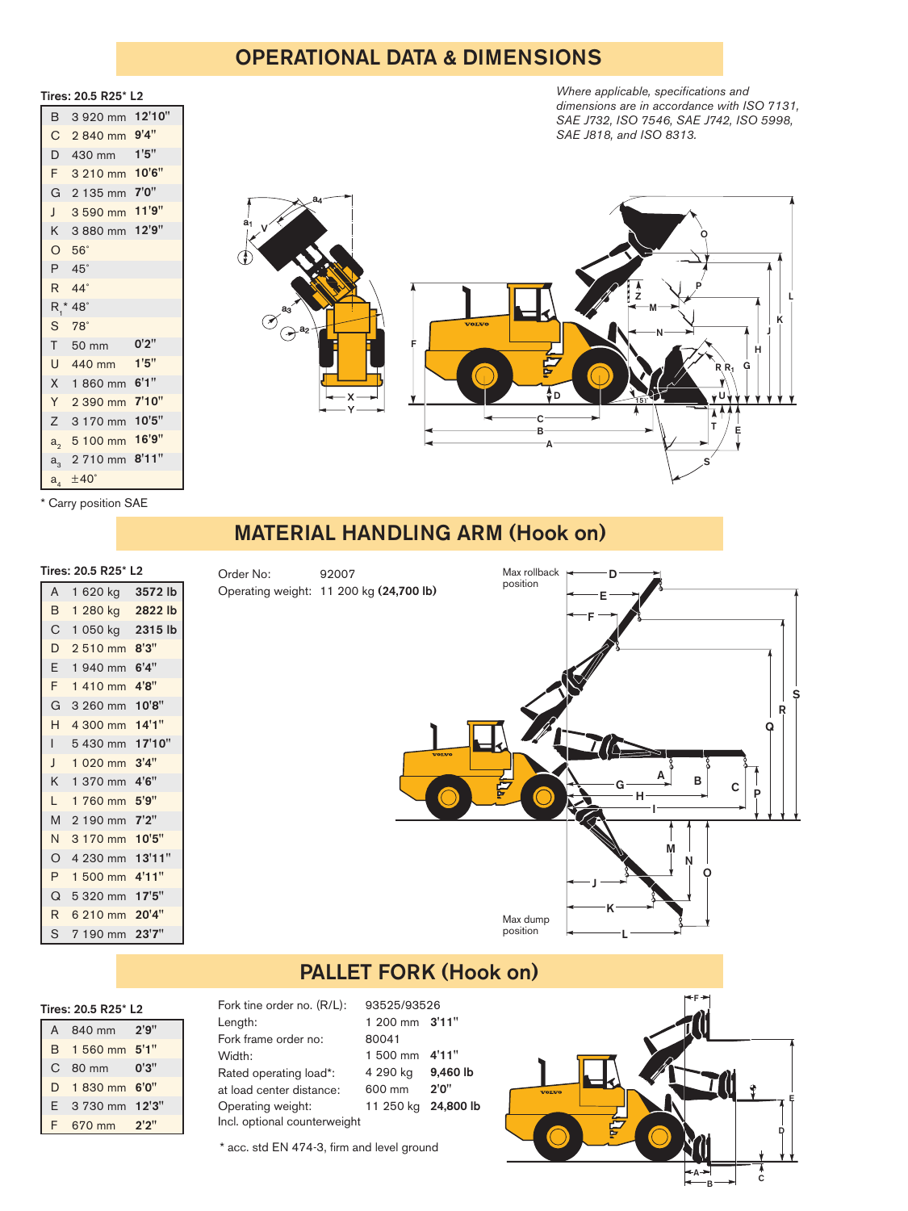## OPERATIONAL DATA & DIMENSIONS

*Where applicable, specifications and dimensions are in accordance with ISO 7131, SAE J732, ISO 7546, SAE J742, ISO 5998, SAE J818, and ISO 8313.*

**Tires: 20.5 R25* L2**

| | | |
|---|---|---|
| B | 3 920 mm | **12'10"** |
| C | 2 840 mm | **9'4"** |
| D | 430 mm | **1'5"** |
| F | 3 210 mm | **10'6"** |
| G | 2 135 mm | **7'0"** |
| J | 3 590 mm | **11'9"** |
| K | 3 880 mm | **12'9"** |
| O | 56° | |
| P | 45° | |
| R | 44° | |
| $R_1$* | 48° | |
| S | 78° | |
| T | 50 mm | **0'2"** |
| U | 440 mm | **1'5"** |
| X | 1 860 mm | **6'1"** |
| Y | 2 390 mm | **7'10"** |
| Z | 3 170 mm | **10'5"** |
| $a_2$ | 5 100 mm | **16'9"** |
| $a_3$ | 2 710 mm | **8'11"** |
| $a_4$ | ±40° | |

\* Carry position SAE

## MATERIAL HANDLING ARM (Hook on)

**Tires: 20.5 R25* L2**

| | | |
|---|---|---|
| A | 1 620 kg | **3572 lb** |
| B | 1 280 kg | **2822 lb** |
| C | 1 050 kg | **2315 lb** |
| D | 2 510 mm | **8'3"** |
| E | 1 940 mm | **6'4"** |
| F | 1 410 mm | **4'8"** |
| G | 3 260 mm | **10'8"** |
| H | 4 300 mm | **14'1"** |
| I | 5 430 mm | **17'10"** |
| J | 1 020 mm | **3'4"** |
| K | 1 370 mm | **4'6"** |
| L | 1 760 mm | **5'9"** |
| M | 2 190 mm | **7'2"** |
| N | 3 170 mm | **10'5"** |
| O | 4 230 mm | **13'11"** |
| P | 1 500 mm | **4'11"** |
| Q | 5 320 mm | **17'5"** |
| R | 6 210 mm | **20'4"** |
| S | 7 190 mm | **23'7"** |

Order No: 92007
Operating weight: 11 200 kg **(24,700 lb)**

## PALLET FORK (Hook on)

**Tires: 20.5 R25* L2**

| | | |
|---|---|---|
| A | 840 mm | **2'9"** |
| B | 1 560 mm | **5'1"** |
| C | 80 mm | **0'3"** |
| D | 1 830 mm | **6'0"** |
| E | 3 730 mm | **12'3"** |
| F | 670 mm | **2'2"** |

| | | |
|---|---|---|
| Fork tine order no. (R/L): | 93525/93526 | |
| Length: | 1 200 mm | **3'11"** |
| Fork frame order no: | 80041 | |
| Width: | 1 500 mm | **4'11"** |
| Rated operating load*: | 4 290 kg | **9,460 lb** |
| at load center distance: | 600 mm | **2'0"** |
| Operating weight: | 11 250 kg | **24,800 lb** |
| Incl. optional counterweight | | |

\* acc. std EN 474-3, firm and level ground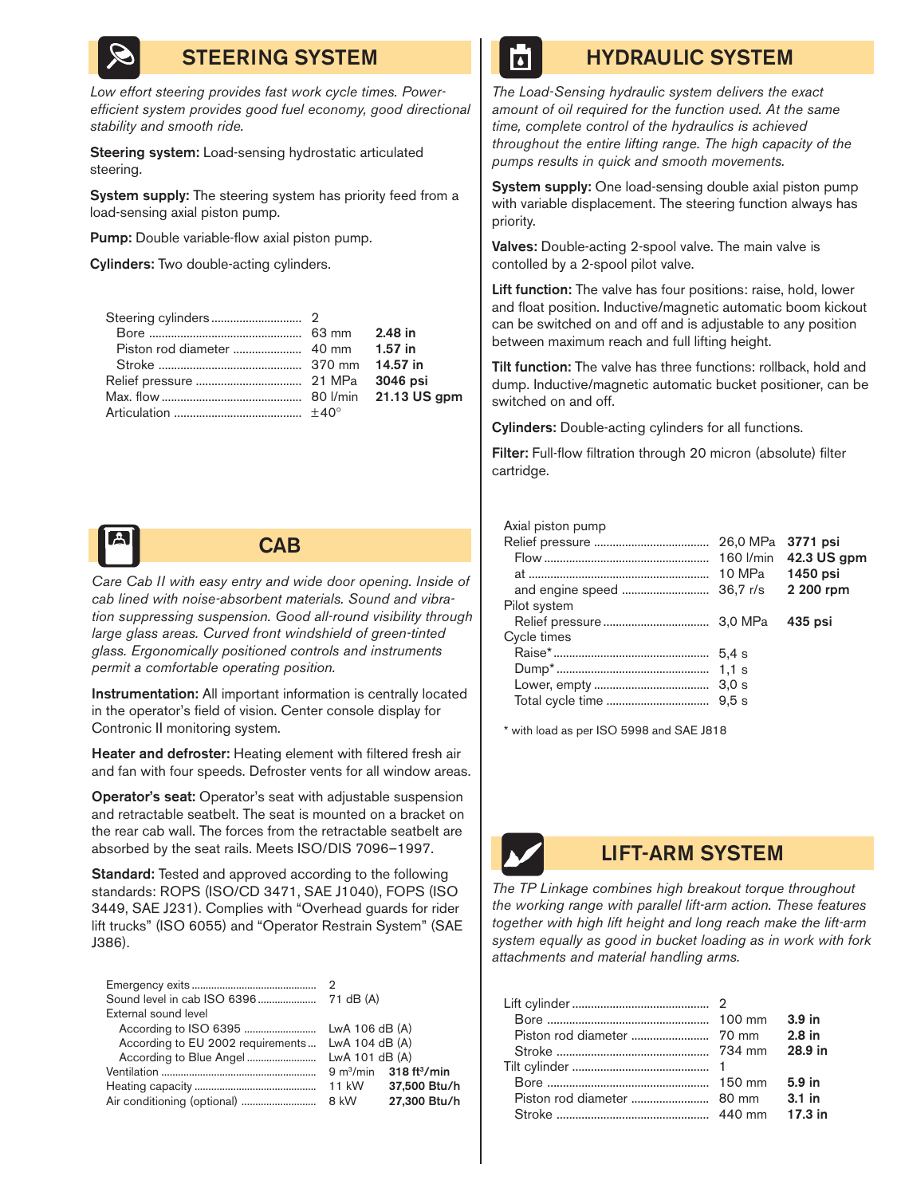## STEERING SYSTEM

*Low effort steering provides fast work cycle times. Power-efficient system provides good fuel economy, good directional stability and smooth ride.*

**Steering system:** Load-sensing hydrostatic articulated steering.

**System supply:** The steering system has priority feed from a load-sensing axial piston pump.

**Pump:** Double variable-flow axial piston pump.

**Cylinders:** Two double-acting cylinders.

| | | |
|---|---|---|
| Steering cylinders | 2 | |
| Bore | 63 mm | **2.48 in** |
| Piston rod diameter | 40 mm | **1.57 in** |
| Stroke | 370 mm | **14.57 in** |
| Relief pressure | 21 MPa | **3046 psi** |
| Max. flow | 80 l/min | **21.13 US gpm** |
| Articulation | ±40° | |

## CAB

*Care Cab II with easy entry and wide door opening. Inside of cab lined with noise-absorbent materials. Sound and vibration suppressing suspension. Good all-round visibility through large glass areas. Curved front windshield of green-tinted glass. Ergonomically positioned controls and instruments permit a comfortable operating position.*

**Instrumentation:** All important information is centrally located in the operator's field of vision. Center console display for Contronic II monitoring system.

**Heater and defroster:** Heating element with filtered fresh air and fan with four speeds. Defroster vents for all window areas.

**Operator's seat:** Operator's seat with adjustable suspension and retractable seatbelt. The seat is mounted on a bracket on the rear cab wall. The forces from the retractable seatbelt are absorbed by the seat rails. Meets ISO/DIS 7096–1997.

**Standard:** Tested and approved according to the following standards: ROPS (ISO/CD 3471, SAE J1040), FOPS (ISO 3449, SAE J231). Complies with "Overhead guards for rider lift trucks" (ISO 6055) and "Operator Restrain System" (SAE J386).

| | | |
|---|---|---|
| Emergency exits | 2 | |
| Sound level in cab ISO 6396 | 71 dB (A) | |
| External sound level | | |
| According to ISO 6395 | LwA 106 dB (A) | |
| According to EU 2002 requirements | LwA 104 dB (A) | |
| According to Blue Angel | LwA 101 dB (A) | |
| Ventilation | 9 m³/min | **318 ft³/min** |
| Heating capacity | 11 kW | **37,500 Btu/h** |
| Air conditioning (optional) | 8 kW | **27,300 Btu/h** |

## HYDRAULIC SYSTEM

*The Load-Sensing hydraulic system delivers the exact amount of oil required for the function used. At the same time, complete control of the hydraulics is achieved throughout the entire lifting range. The high capacity of the pumps results in quick and smooth movements.*

**System supply:** One load-sensing double axial piston pump with variable displacement. The steering function always has priority.

**Valves:** Double-acting 2-spool valve. The main valve is contolled by a 2-spool pilot valve.

**Lift function:** The valve has four positions: raise, hold, lower and float position. Inductive/magnetic automatic boom kickout can be switched on and off and is adjustable to any position between maximum reach and full lifting height.

**Tilt function:** The valve has three functions: rollback, hold and dump. Inductive/magnetic automatic bucket positioner, can be switched on and off.

**Cylinders:** Double-acting cylinders for all functions.

**Filter:** Full-flow filtration through 20 micron (absolute) filter cartridge.

| | | |
|---|---|---|
| Axial piston pump | | |
| Relief pressure | 26,0 MPa | **3771 psi** |
| Flow | 160 l/min | **42.3 US gpm** |
| at | 10 MPa | **1450 psi** |
| and engine speed | 36,7 r/s | **2 200 rpm** |
| Pilot system | | |
| Relief pressure | 3,0 MPa | **435 psi** |
| Cycle times | | |
| Raise* | 5,4 s | |
| Dump* | 1,1 s | |
| Lower, empty | 3,0 s | |
| Total cycle time | 9,5 s | |

\* with load as per ISO 5998 and SAE J818

## LIFT-ARM SYSTEM

*The TP Linkage combines high breakout torque throughout the working range with parallel lift-arm action. These features together with high lift height and long reach make the lift-arm system equally as good in bucket loading as in work with fork attachments and material handling arms.*

| | | |
|---|---|---|
| Lift cylinder | 2 | |
| Bore | 100 mm | **3.9 in** |
| Piston rod diameter | 70 mm | **2.8 in** |
| Stroke | 734 mm | **28.9 in** |
| Tilt cylinder | 1 | |
| Bore | 150 mm | **5.9 in** |
| Piston rod diameter | 80 mm | **3.1 in** |
| Stroke | 440 mm | **17.3 in** |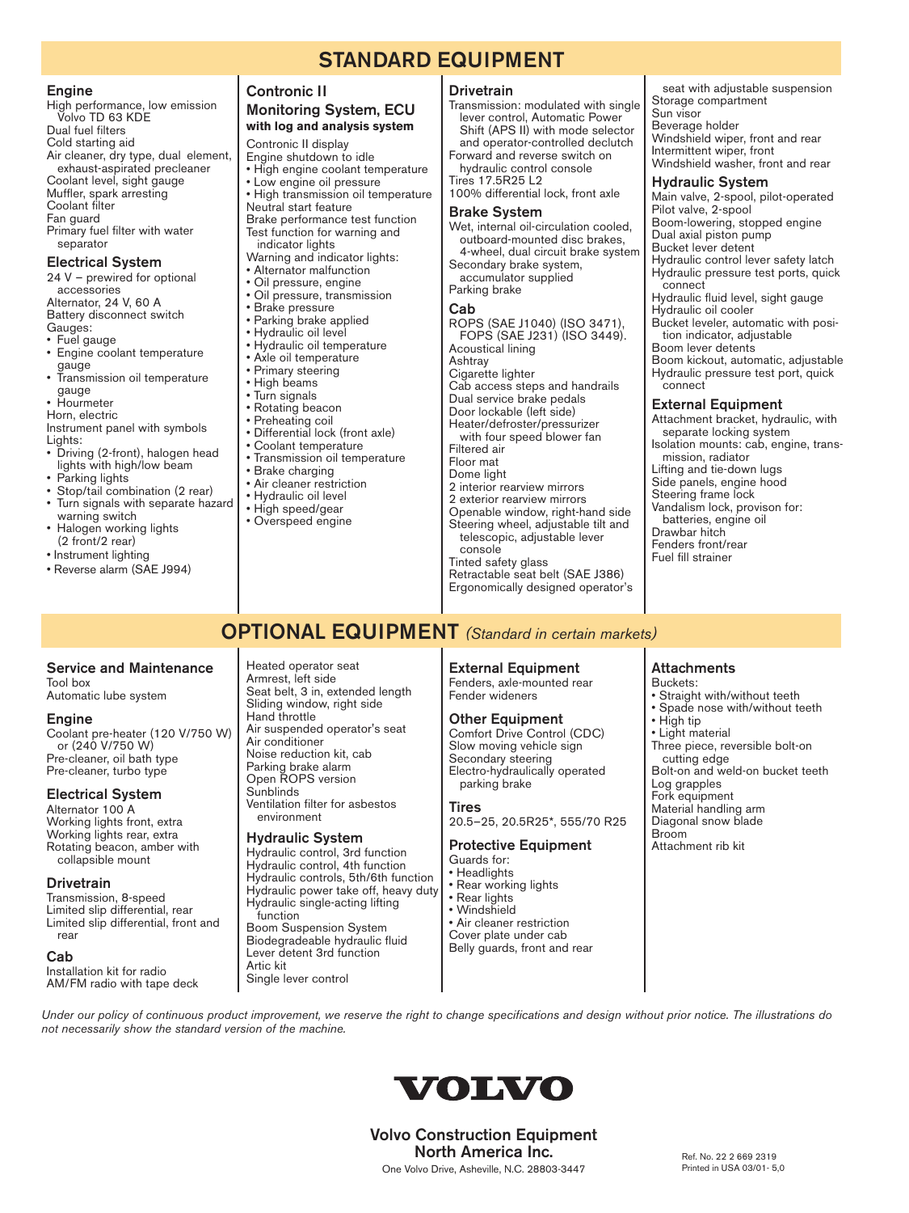# STANDARD EQUIPMENT

## Engine

High performance, low emission Volvo TD 63 KDE
Dual fuel filters
Cold starting aid
Air cleaner, dry type, dual element, exhaust-aspirated precleaner
Coolant level, sight gauge
Muffler, spark arresting
Coolant filter
Fan guard
Primary fuel filter with water separator

## Electrical System

24 V – prewired for optional accessories
Alternator, 24 V, 60 A
Battery disconnect switch
Gauges:
- Fuel gauge
- Engine coolant temperature gauge
- Transmission oil temperature gauge
- Hourmeter

Horn, electric
Instrument panel with symbols
Lights:
- Driving (2-front), halogen head lights with high/low beam
- Parking lights
- Stop/tail combination (2 rear)
- Turn signals with separate hazard warning switch
- Halogen working lights (2 front/2 rear)
- Instrument lighting
- Reverse alarm (SAE J994)

## Contronic II Monitoring System, ECU with log and analysis system

Contronic II display
Engine shutdown to idle
- High engine coolant temperature
- Low engine oil pressure
- High transmission oil temperature

Neutral start feature
Brake performance test function
Test function for warning and indicator lights
Warning and indicator lights:
- Alternator malfunction
- Oil pressure, engine
- Oil pressure, transmission
- Brake pressure
- Parking brake applied
- Hydraulic oil level
- Hydraulic oil temperature
- Axle oil temperature
- Primary steering
- High beams
- Turn signals
- Rotating beacon
- Preheating coil
- Differential lock (front axle)
- Coolant temperature
- Transmission oil temperature
- Brake charging
- Air cleaner restriction
- Hydraulic oil level
- High speed/gear
- Overspeed engine

## Drivetrain

Transmission: modulated with single lever control, Automatic Power Shift (APS II) with mode selector and operator-controlled declutch
Forward and reverse switch on hydraulic control console
Tires 17.5R25 L2
100% differential lock, front axle

## Brake System

Wet, internal oil-circulation cooled, outboard-mounted disc brakes, 4-wheel, dual circuit brake system
Secondary brake system, accumulator supplied
Parking brake

## Cab

ROPS (SAE J1040) (ISO 3471), FOPS (SAE J231) (ISO 3449).
Acoustical lining
Ashtray
Cigarette lighter
Cab access steps and handrails
Dual service brake pedals
Door lockable (left side)
Heater/defroster/pressurizer with four speed blower fan
Filtered air
Floor mat
Dome light
2 interior rearview mirrors
2 exterior rearview mirrors
Openable window, right-hand side
Steering wheel, adjustable tilt and telescopic, adjustable lever console
Tinted safety glass
Retractable seat belt (SAE J386)
Ergonomically designed operator's seat with adjustable suspension
Storage compartment
Sun visor
Beverage holder
Windshield wiper, front and rear
Intermittent wiper, front
Windshield washer, front and rear

## Hydraulic System

Main valve, 2-spool, pilot-operated
Pilot valve, 2-spool
Boom-lowering, stopped engine
Dual axial piston pump
Bucket lever detent
Hydraulic control lever safety latch
Hydraulic pressure test ports, quick connect
Hydraulic fluid level, sight gauge
Hydraulic oil cooler
Bucket leveler, automatic with position indicator, adjustable
Boom lever detents
Boom kickout, automatic, adjustable
Hydraulic pressure test port, quick connect

## External Equipment

Attachment bracket, hydraulic, with separate locking system
Isolation mounts: cab, engine, transmission, radiator
Lifting and tie-down lugs
Side panels, engine hood
Steering frame lock
Vandalism lock, provison for: batteries, engine oil
Drawbar hitch
Fenders front/rear
Fuel fill strainer

# OPTIONAL EQUIPMENT *(Standard in certain markets)*

## Service and Maintenance

Tool box
Automatic lube system

## Engine

Coolant pre-heater (120 V/750 W) or (240 V/750 W)
Pre-cleaner, oil bath type
Pre-cleaner, turbo type

## Electrical System

Alternator 100 A
Working lights front, extra
Working lights rear, extra
Rotating beacon, amber with collapsible mount

## Drivetrain

Transmission, 8-speed
Limited slip differential, rear
Limited slip differential, front and rear

## Cab

Installation kit for radio
AM/FM radio with tape deck
Heated operator seat
Armrest, left side
Seat belt, 3 in, extended length
Sliding window, right side
Hand throttle
Air suspended operator's seat
Air conditioner
Noise reduction kit, cab
Parking brake alarm
Open ROPS version
Sunblinds
Ventilation filter for asbestos environment

## Hydraulic System

Hydraulic control, 3rd function
Hydraulic control, 4th function
Hydraulic controls, 5th/6th function
Hydraulic power take off, heavy duty
Hydraulic single-acting lifting function
Boom Suspension System
Biodegradeable hydraulic fluid
Lever detent 3rd function
Artic kit
Single lever control

## External Equipment

Fenders, axle-mounted rear
Fender wideners

## Other Equipment

Comfort Drive Control (CDC)
Slow moving vehicle sign
Secondary steering
Electro-hydraulically operated parking brake

## Tires

20.5–25, 20.5R25*, 555/70 R25

## Protective Equipment

Guards for:
- Headlights
- Rear working lights
- Rear lights
- Windshield
- Air cleaner restriction

Cover plate under cab
Belly guards, front and rear

## Attachments

Buckets:
- Straight with/without teeth
- Spade nose with/without teeth
- High tip
- Light material

Three piece, reversible bolt-on cutting edge
Bolt-on and weld-on bucket teeth
Log grapples
Fork equipment
Material handling arm
Diagonal snow blade
Broom
Attachment rib kit

*Under our policy of continuous product improvement, we reserve the right to change specifications and design without prior notice. The illustrations do not necessarily show the standard version of the machine.*

VOLVO

**Volvo Construction Equipment North America Inc.**
One Volvo Drive, Asheville, N.C. 28803-3447

Ref. No. 22 2 669 2319
Printed in USA 03/01- 5,0